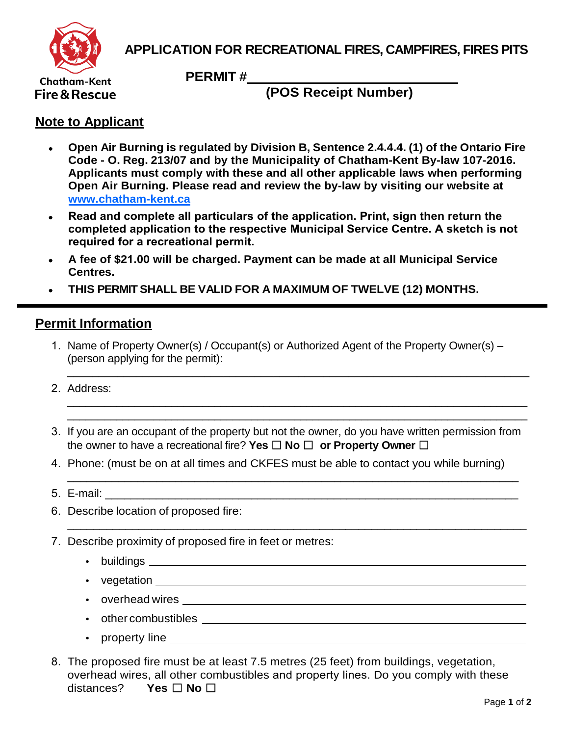Chatham-Kent
Fire & Rescue

# APPLICATION FOR RECREATIONAL FIRES, CAMPFIRES, FIRES PITS

**PERMIT #**_____________________________

**(POS Receipt Number)**

## Note to Applicant

- **Open Air Burning is regulated by Division B, Sentence 2.4.4.4. (1) of the Ontario Fire Code - O. Reg. 213/07 and by the Municipality of Chatham-Kent By-law 107-2016. Applicants must comply with these and all other applicable laws when performing Open Air Burning. Please read and review the by-law by visiting our website at [www.chatham-kent.ca](www.chatham-kent.ca)**
- **Read and complete all particulars of the application. Print, sign then return the completed application to the respective Municipal Service Centre. A sketch is not required for a recreational permit.**
- **A fee of $21.00 will be charged. Payment can be made at all Municipal Service Centres.**
- **THIS PERMIT SHALL BE VALID FOR A MAXIMUM OF TWELVE (12) MONTHS.**

---

## Permit Information

1. Name of Property Owner(s) / Occupant(s) or Authorized Agent of the Property Owner(s) – (person applying for the permit):
   _______________________________________________________________

2. Address:
   _______________________________________________________________
   _______________________________________________________________

3. If you are an occupant of the property but not the owner, do you have written permission from the owner to have a recreational fire? **Yes ☐ No ☐ or Property Owner ☐**

4. Phone: (must be on at all times and CKFES must be able to contact you while burning)
   _______________________________________________________________

5. E-mail: _______________________________________________________________

6. Describe location of proposed fire:
   _______________________________________________________________

7. Describe proximity of proposed fire in feet or metres:
   - buildings _______________________________________________
   - vegetation _______________________________________________
   - overhead wires _______________________________________________
   - other combustibles _______________________________________________
   - property line _______________________________________________

8. The proposed fire must be at least 7.5 metres (25 feet) from buildings, vegetation, overhead wires, all other combustibles and property lines. Do you comply with these distances? **Yes ☐ No ☐**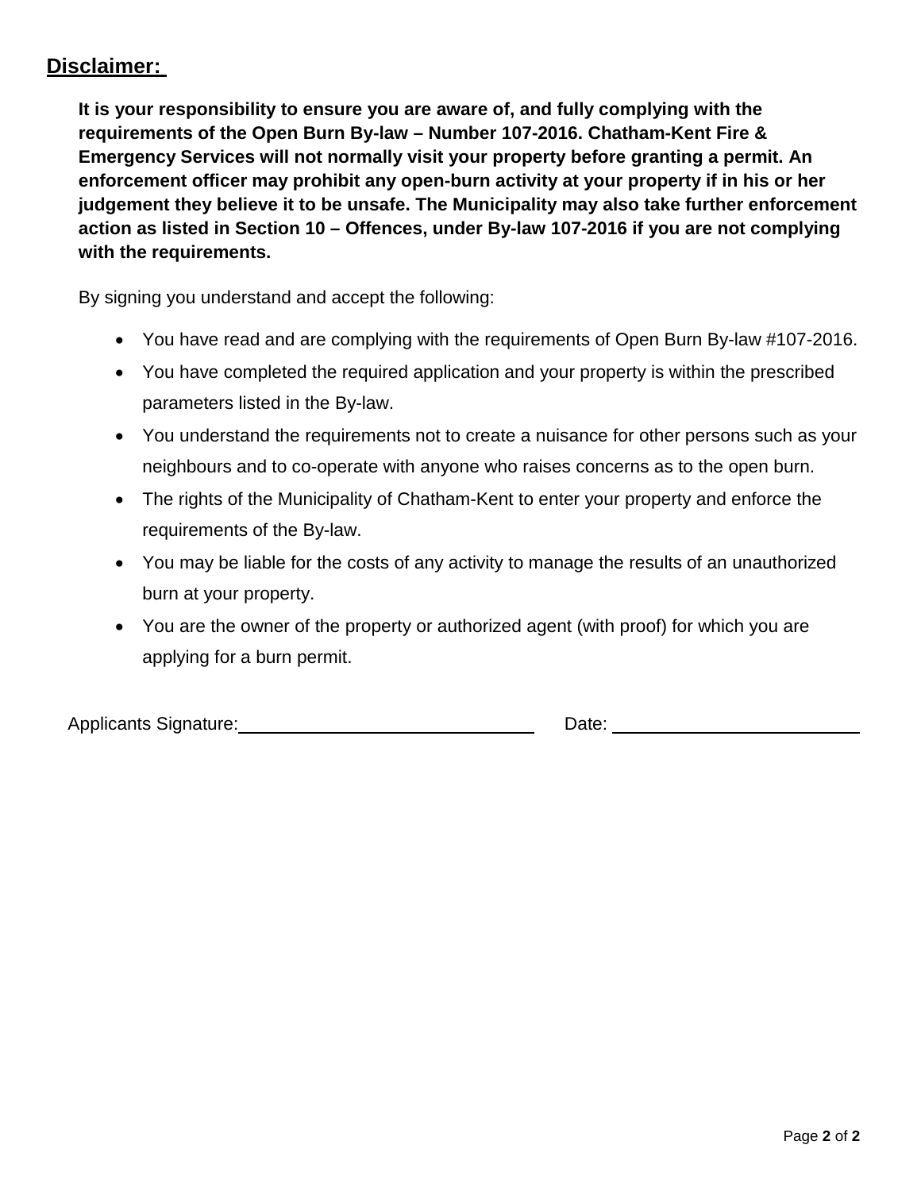## Disclaimer:

**It is your responsibility to ensure you are aware of, and fully complying with the requirements of the Open Burn By-law – Number 107-2016. Chatham-Kent Fire & Emergency Services will not normally visit your property before granting a permit. An enforcement officer may prohibit any open-burn activity at your property if in his or her judgement they believe it to be unsafe. The Municipality may also take further enforcement action as listed in Section 10 – Offences, under By-law 107-2016 if you are not complying with the requirements.**

By signing you understand and accept the following:

- You have read and are complying with the requirements of Open Burn By-law #107-2016.
- You have completed the required application and your property is within the prescribed parameters listed in the By-law.
- You understand the requirements not to create a nuisance for other persons such as your neighbours and to co-operate with anyone who raises concerns as to the open burn.
- The rights of the Municipality of Chatham-Kent to enter your property and enforce the requirements of the By-law.
- You may be liable for the costs of any activity to manage the results of an unauthorized burn at your property.
- You are the owner of the property or authorized agent (with proof) for which you are applying for a burn permit.

Applicants Signature: ______________________________ Date: ________________________